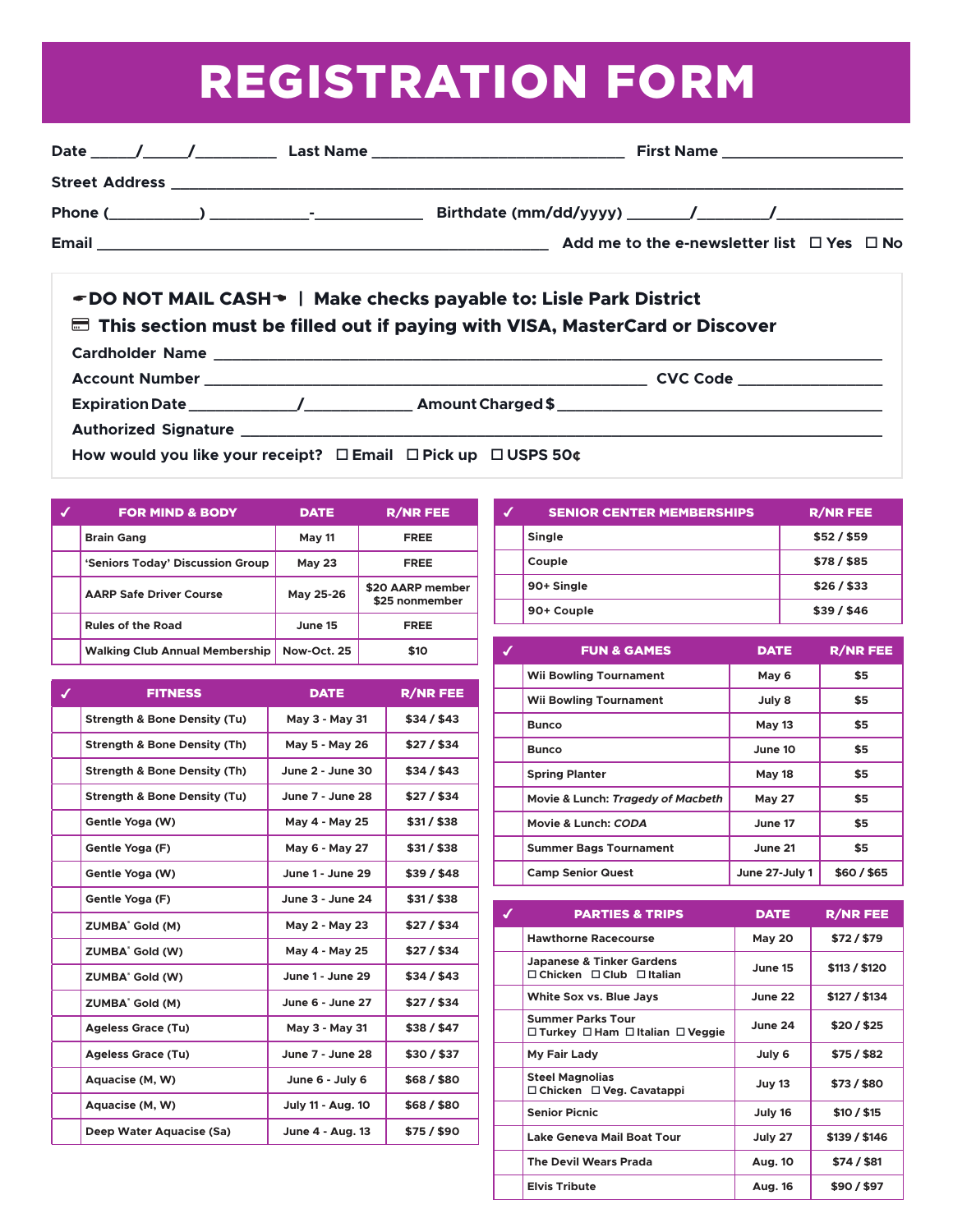# REGISTRATION FORM

Date _____/_____/_________ Last Name _____________________________ First Name ____________________

Street Address ______________________________________________________________________________

Phone (__________) ___________-____________ Birthdate (mm/dd/yyyy) _______/________/______________

Email ___________________________________________________ Add me to the e-newsletter list ☐ Yes ☐ No

**DO NOT MAIL CASH | Make checks payable to: Lisle Park District**

**This section must be filled out if paying with VISA, MasterCard or Discover**

Cardholder Name ____________________________________________________________________________

Account Number ___________________________________________________ CVC Code ________________

Expiration Date ____________/____________ Amount Charged $ ______________________________________

Authorized Signature ________________________________________________________________________

How would you like your receipt? ☐ Email ☐ Pick up ☐ USPS 50¢

| ✓ | FOR MIND & BODY | DATE | R/NR FEE |
|---|---|---|---|
| | Brain Gang | May 11 | FREE |
| | 'Seniors Today' Discussion Group | May 23 | FREE |
| | AARP Safe Driver Course | May 25-26 | $20 AARP member $25 nonmember |
| | Rules of the Road | June 15 | FREE |
| | Walking Club Annual Membership | Now-Oct. 25 | $10 |

| ✓ | FITNESS | DATE | R/NR FEE |
|---|---|---|---|
| | Strength & Bone Density (Tu) | May 3 - May 31 | $34 / $43 |
| | Strength & Bone Density (Th) | May 5 - May 26 | $27 / $34 |
| | Strength & Bone Density (Th) | June 2 - June 30 | $34 / $43 |
| | Strength & Bone Density (Tu) | June 7 - June 28 | $27 / $34 |
| | Gentle Yoga (W) | May 4 - May 25 | $31 / $38 |
| | Gentle Yoga (F) | May 6 - May 27 | $31 / $38 |
| | Gentle Yoga (W) | June 1 - June 29 | $39 / $48 |
| | Gentle Yoga (F) | June 3 - June 24 | $31 / $38 |
| | ZUMBA® Gold (M) | May 2 - May 23 | $27 / $34 |
| | ZUMBA® Gold (W) | May 4 - May 25 | $27 / $34 |
| | ZUMBA® Gold (W) | June 1 - June 29 | $34 / $43 |
| | ZUMBA® Gold (M) | June 6 - June 27 | $27 / $34 |
| | Ageless Grace (Tu) | May 3 - May 31 | $38 / $47 |
| | Ageless Grace (Tu) | June 7 - June 28 | $30 / $37 |
| | Aquacise (M, W) | June 6 - July 6 | $68 / $80 |
| | Aquacise (M, W) | July 11 - Aug. 10 | $68 / $80 |
| | Deep Water Aquacise (Sa) | June 4 - Aug. 13 | $75 / $90 |

| ✓ | SENIOR CENTER MEMBERSHIPS | R/NR FEE |
|---|---|---|
| | Single | $52 / $59 |
| | Couple | $78 / $85 |
| | 90+ Single | $26 / $33 |
| | 90+ Couple | $39 / $46 |

| ✓ | FUN & GAMES | DATE | R/NR FEE |
|---|---|---|---|
| | Wii Bowling Tournament | May 6 | $5 |
| | Wii Bowling Tournament | July 8 | $5 |
| | Bunco | May 13 | $5 |
| | Bunco | June 10 | $5 |
| | Spring Planter | May 18 | $5 |
| | Movie & Lunch: *Tragedy of Macbeth* | May 27 | $5 |
| | Movie & Lunch: *CODA* | June 17 | $5 |
| | Summer Bags Tournament | June 21 | $5 |
| | Camp Senior Quest | June 27-July 1 | $60 / $65 |

| ✓ | PARTIES & TRIPS | DATE | R/NR FEE |
|---|---|---|---|
| | Hawthorne Racecourse | May 20 | $72 / $79 |
| | Japanese & Tinker Gardens ☐ Chicken ☐ Club ☐ Italian | June 15 | $113 / $120 |
| | White Sox vs. Blue Jays | June 22 | $127 / $134 |
| | Summer Parks Tour ☐ Turkey ☐ Ham ☐ Italian ☐ Veggie | June 24 | $20 / $25 |
| | My Fair Lady | July 6 | $75 / $82 |
| | Steel Magnolias ☐ Chicken ☐ Veg. Cavatappi | Juy 13 | $73 / $80 |
| | Senior Picnic | July 16 | $10 / $15 |
| | Lake Geneva Mail Boat Tour | July 27 | $139 / $146 |
| | The Devil Wears Prada | Aug. 10 | $74 / $81 |
| | Elvis Tribute | Aug. 16 | $90 / $97 |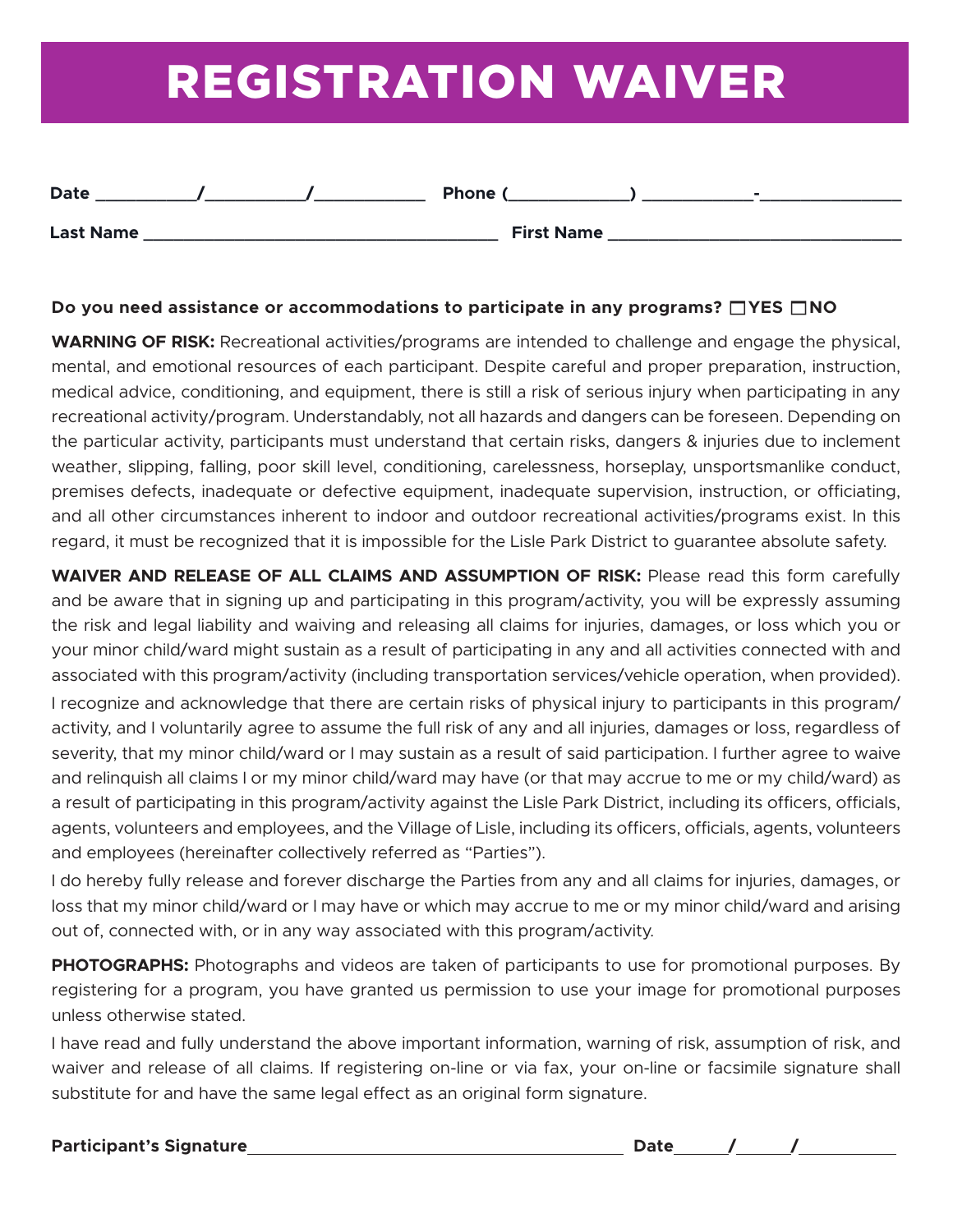# REGISTRATION WAIVER

**Date** ___________/___________/____________ **Phone** (_____________) ____________-________________

**Last Name** ______________________________________ **First Name** _______________________________

**Do you need assistance or accommodations to participate in any programs? ☐YES ☐NO**

**WARNING OF RISK:** Recreational activities/programs are intended to challenge and engage the physical, mental, and emotional resources of each participant. Despite careful and proper preparation, instruction, medical advice, conditioning, and equipment, there is still a risk of serious injury when participating in any recreational activity/program. Understandably, not all hazards and dangers can be foreseen. Depending on the particular activity, participants must understand that certain risks, dangers & injuries due to inclement weather, slipping, falling, poor skill level, conditioning, carelessness, horseplay, unsportsmanlike conduct, premises defects, inadequate or defective equipment, inadequate supervision, instruction, or officiating, and all other circumstances inherent to indoor and outdoor recreational activities/programs exist. In this regard, it must be recognized that it is impossible for the Lisle Park District to guarantee absolute safety.

**WAIVER AND RELEASE OF ALL CLAIMS AND ASSUMPTION OF RISK:** Please read this form carefully and be aware that in signing up and participating in this program/activity, you will be expressly assuming the risk and legal liability and waiving and releasing all claims for injuries, damages, or loss which you or your minor child/ward might sustain as a result of participating in any and all activities connected with and associated with this program/activity (including transportation services/vehicle operation, when provided).

I recognize and acknowledge that there are certain risks of physical injury to participants in this program/activity, and I voluntarily agree to assume the full risk of any and all injuries, damages or loss, regardless of severity, that my minor child/ward or I may sustain as a result of said participation. I further agree to waive and relinquish all claims I or my minor child/ward may have (or that may accrue to me or my child/ward) as a result of participating in this program/activity against the Lisle Park District, including its officers, officials, agents, volunteers and employees, and the Village of Lisle, including its officers, officials, agents, volunteers and employees (hereinafter collectively referred as "Parties").

I do hereby fully release and forever discharge the Parties from any and all claims for injuries, damages, or loss that my minor child/ward or I may have or which may accrue to me or my minor child/ward and arising out of, connected with, or in any way associated with this program/activity.

**PHOTOGRAPHS:** Photographs and videos are taken of participants to use for promotional purposes. By registering for a program, you have granted us permission to use your image for promotional purposes unless otherwise stated.

I have read and fully understand the above important information, warning of risk, assumption of risk, and waiver and release of all claims. If registering on-line or via fax, your on-line or facsimile signature shall substitute for and have the same legal effect as an original form signature.

**Participant's Signature**________________________________________ **Date**______/______/___________